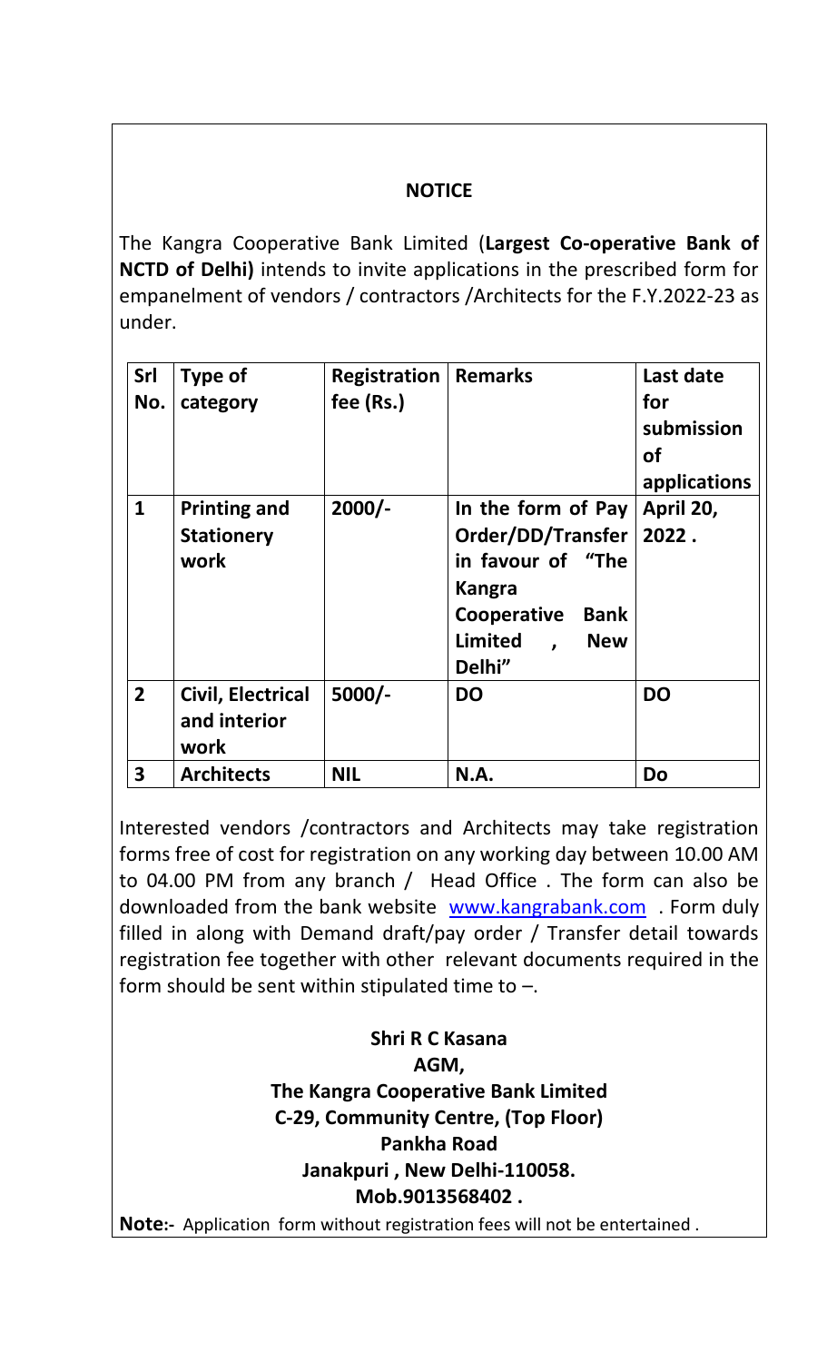# NOTICE

The Kangra Cooperative Bank Limited (**Largest Co-operative Bank of NCTD of Delhi)** intends to invite applications in the prescribed form for empanelment of vendors / contractors /Architects for the F.Y.2022-23 as under.

| Srl No. | Type of category | Registration fee (Rs.) | Remarks | Last date for submission of applications |
|---|---|---|---|---|
| **1** | **Printing and Stationery work** | **2000/-** | **In the form of Pay Order/DD/Transfer in favour of "The Kangra Cooperative Bank Limited , New Delhi"** | **April 20, 2022 .** |
| **2** | **Civil, Electrical and interior work** | **5000/-** | **DO** | **DO** |
| **3** | **Architects** | **NIL** | **N.A.** | **Do** |

Interested vendors /contractors and Architects may take registration forms free of cost for registration on any working day between 10.00 AM to 04.00 PM from any branch / Head Office . The form can also be downloaded from the bank website [www.kangrabank.com](http://www.kangrabank.com) . Form duly filled in along with Demand draft/pay order / Transfer detail towards registration fee together with other relevant documents required in the form should be sent within stipulated time to –.

**Shri R C Kasana**
**AGM,**
**The Kangra Cooperative Bank Limited**
**C-29, Community Centre, (Top Floor)**
**Pankha Road**
**Janakpuri , New Delhi-110058.**
**Mob.9013568402 .**

**Note:-** Application form without registration fees will not be entertained .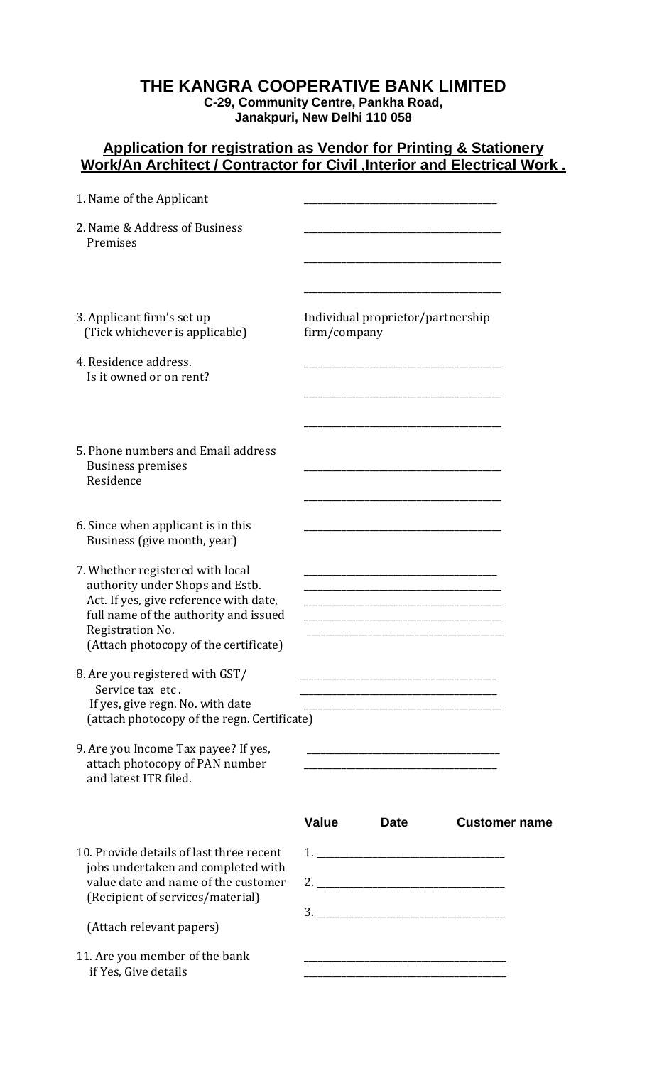# THE KANGRA COOPERATIVE BANK LIMITED

**C-29, Community Centre, Pankha Road,**
**Janakpuri, New Delhi 110 058**

## Application for registration as Vendor for Printing & Stationery Work/An Architect / Contractor for Civil ,Interior and Electrical Work .

1. Name of the Applicant ________________________________________

2. Name & Address of Business Premises ________________________________________
________________________________________
________________________________________

3. Applicant firm's set up (Tick whichever is applicable) Individual proprietor/partnership firm/company

4. Residence address. Is it owned or on rent? ________________________________________
________________________________________
________________________________________

5. Phone numbers and Email address
   Business premises ________________________________________
   Residence ________________________________________

6. Since when applicant is in this Business (give month, year) ________________________________________

7. Whether registered with local authority under Shops and Estb. Act. If yes, give reference with date, full name of the authority and issued Registration No. (Attach photocopy of the certificate) ________________________________________
________________________________________
________________________________________
________________________________________
________________________________________

8. Are you registered with GST/ Service tax etc . If yes, give regn. No. with date (attach photocopy of the regn. Certificate) ________________________________________
________________________________________
________________________________________

9. Are you Income Tax payee? If yes, attach photocopy of PAN number and latest ITR filed. ________________________________________
________________________________________

10. Provide details of last three recent jobs undertaken and completed with value date and name of the customer (Recipient of services/material)

(Attach relevant papers)

| | Value | Date | Customer name |
|---|---|---|---|
| 1. | | | |
| 2. | | | |
| 3. | | | |

11. Are you member of the bank if Yes, Give details ________________________________________
________________________________________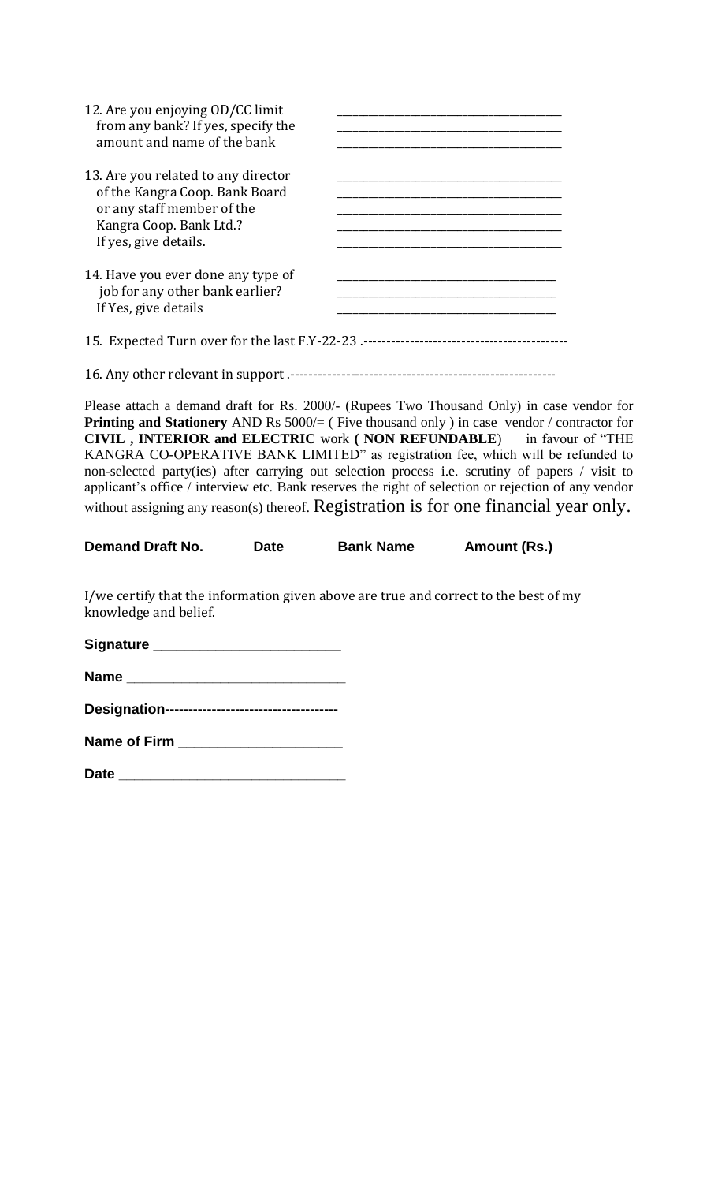12. Are you enjoying OD/CC limit from any bank? If yes, specify the amount and name of the bank ________________________________________
________________________________________
________________________________________

13. Are you related to any director of the Kangra Coop. Bank Board or any staff member of the Kangra Coop. Bank Ltd.? If yes, give details. ________________________________________
________________________________________
________________________________________
________________________________________
________________________________________

14. Have you ever done any type of job for any other bank earlier? If Yes, give details ________________________________________
________________________________________
________________________________________

15. Expected Turn over for the last F.Y-22-23 .--------------------------------------------

16. Any other relevant in support .----------------------------------------------------------

Please attach a demand draft for Rs. 2000/- (Rupees Two Thousand Only) in case vendor for **Printing and Stationery** AND Rs 5000/= ( Five thousand only ) in case vendor / contractor for **CIVIL , INTERIOR and ELECTRIC** work **( NON REFUNDABLE**) in favour of "THE KANGRA CO-OPERATIVE BANK LIMITED" as registration fee, which will be refunded to non-selected party(ies) after carrying out selection process i.e. scrutiny of papers / visit to applicant's office / interview etc. Bank reserves the right of selection or rejection of any vendor without assigning any reason(s) thereof. Registration is for one financial year only.

| Demand Draft No. | Date | Bank Name | Amount (Rs.) |
|---|---|---|---|
| | | | |

I/we certify that the information given above are true and correct to the best of my knowledge and belief.

**Signature** ________________________

**Name** ____________________________

**Designation**-------------------------------------

**Name of Firm** ____________________

**Date** _____________________________